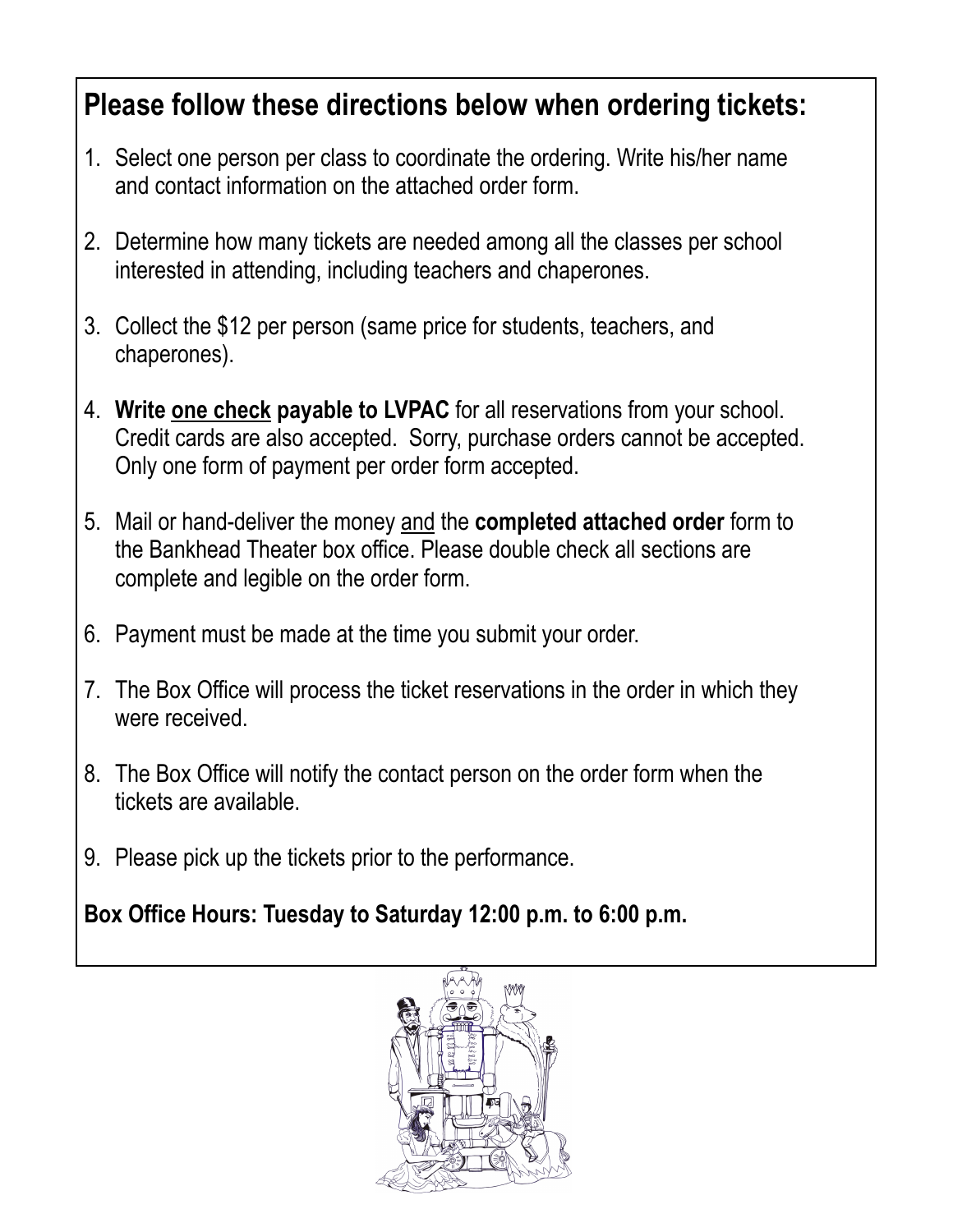## Please follow these directions below when ordering tickets:

1. Select one person per class to coordinate the ordering. Write his/her name and contact information on the attached order form.

2. Determine how many tickets are needed among all the classes per school interested in attending, including teachers and chaperones.

3. Collect the $12 per person (same price for students, teachers, and chaperones).

4. **Write <u>one check</u> payable to LVPAC** for all reservations from your school. Credit cards are also accepted. Sorry, purchase orders cannot be accepted. Only one form of payment per order form accepted.

5. Mail or hand-deliver the money <u>and</u> the **completed attached order** form to the Bankhead Theater box office. Please double check all sections are complete and legible on the order form.

6. Payment must be made at the time you submit your order.

7. The Box Office will process the ticket reservations in the order in which they were received.

8. The Box Office will notify the contact person on the order form when the tickets are available.

9. Please pick up the tickets prior to the performance.

**Box Office Hours: Tuesday to Saturday 12:00 p.m. to 6:00 p.m.**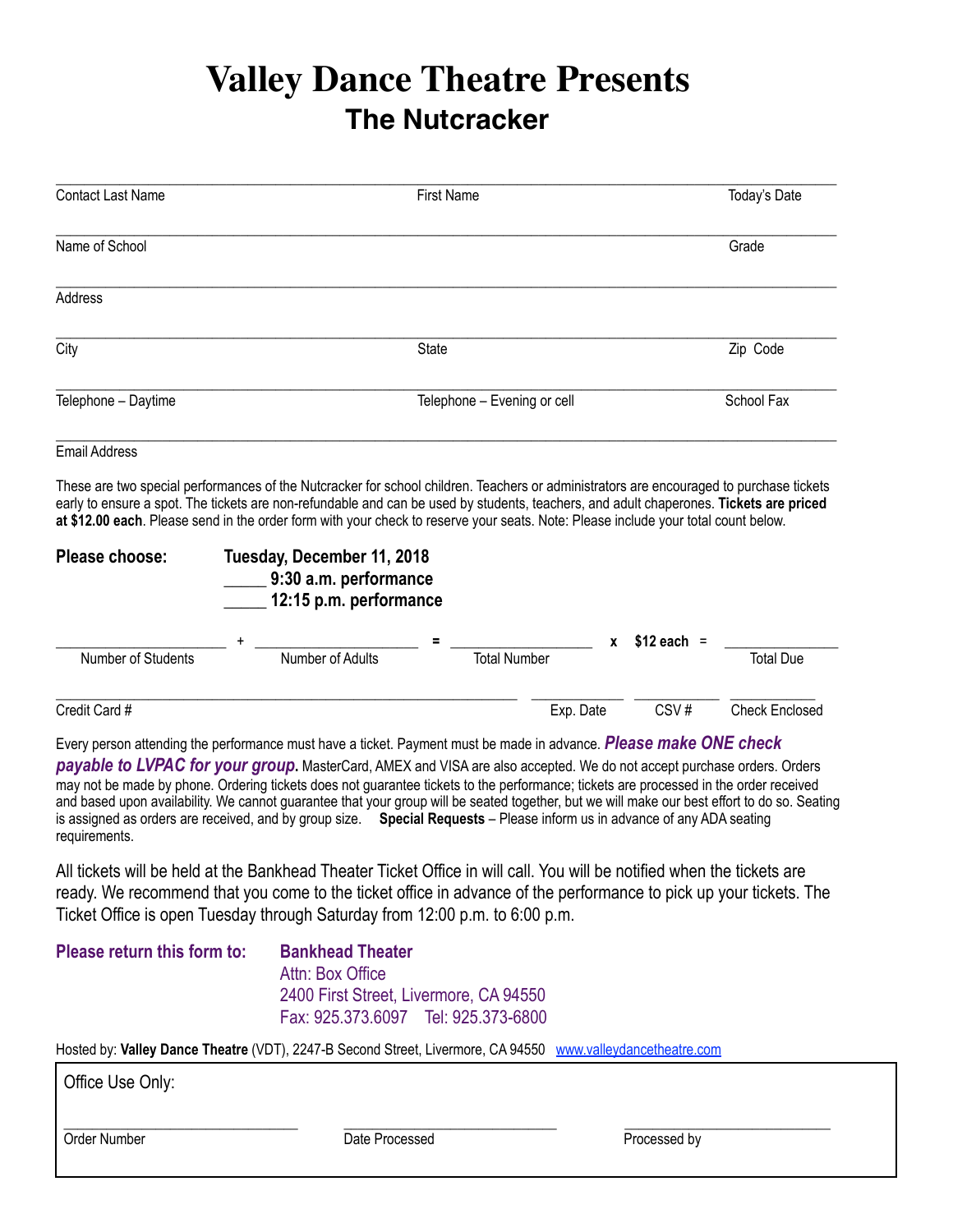# Valley Dance Theatre Presents

## The Nutcracker

| Contact Last Name | First Name | Today's Date |
|---|---|---|
| Name of School | | Grade |
| Address | | |
| City | State | Zip Code |
| Telephone – Daytime | Telephone – Evening or cell | School Fax |
| Email Address | | |

These are two special performances of the Nutcracker for school children. Teachers or administrators are encouraged to purchase tickets early to ensure a spot. The tickets are non-refundable and can be used by students, teachers, and adult chaperones. **Tickets are priced at $12.00 each**. Please send in the order form with your check to reserve your seats. Note: Please include your total count below.

**Please choose:** **Tuesday, December 11, 2018**

_____ **9:30 a.m. performance**

_____ **12:15 p.m. performance**

__________ + __________ = __________ x **$12 each** = __________

Number of Students + Number of Adults = Total Number x $12 each = Total Due

| Credit Card # | Exp. Date | CSV # | Check Enclosed |
|---|---|---|---|
| | | | |

Every person attending the performance must have a ticket. Payment must be made in advance. ***Please make ONE check payable to LVPAC for your group.*** MasterCard, AMEX and VISA are also accepted. We do not accept purchase orders. Orders may not be made by phone. Ordering tickets does not guarantee tickets to the performance; tickets are processed in the order received and based upon availability. We cannot guarantee that your group will be seated together, but we will make our best effort to do so. Seating is assigned as orders are received, and by group size. **Special Requests** – Please inform us in advance of any ADA seating requirements.

All tickets will be held at the Bankhead Theater Ticket Office in will call. You will be notified when the tickets are ready. We recommend that you come to the ticket office in advance of the performance to pick up your tickets. The Ticket Office is open Tuesday through Saturday from 12:00 p.m. to 6:00 p.m.

**Please return this form to:** **Bankhead Theater**
Attn: Box Office
2400 First Street, Livermore, CA 94550
Fax: 925.373.6097 Tel: 925.373-6800

Hosted by: **Valley Dance Theatre** (VDT), 2247-B Second Street, Livermore, CA 94550 www.valleydancetheatre.com

Office Use Only:

| Order Number | Date Processed | Processed by |
|---|---|---|
| | | |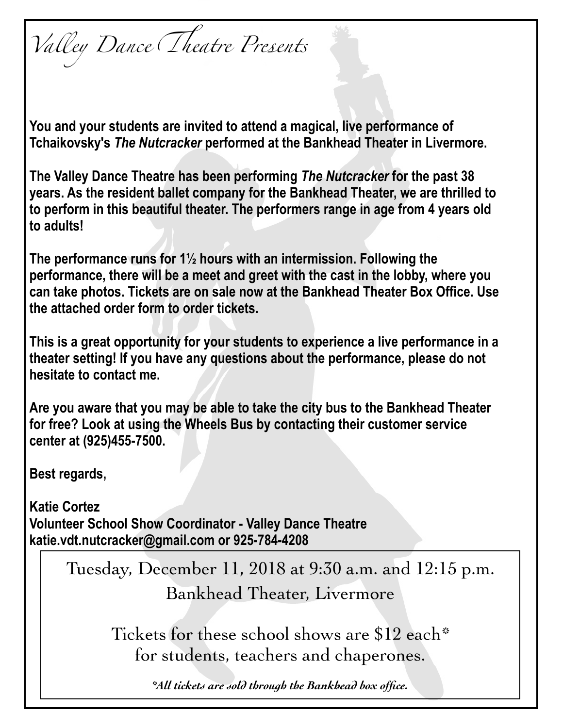*Valley Dance Theatre Presents*

**You and your students are invited to attend a magical, live performance of Tchaikovsky's *The Nutcracker* performed at the Bankhead Theater in Livermore.**

**The Valley Dance Theatre has been performing *The Nutcracker* for the past 38 years. As the resident ballet company for the Bankhead Theater, we are thrilled to to perform in this beautiful theater. The performers range in age from 4 years old to adults!**

**The performance runs for 1½ hours with an intermission. Following the performance, there will be a meet and greet with the cast in the lobby, where you can take photos. Tickets are on sale now at the Bankhead Theater Box Office. Use the attached order form to order tickets.**

**This is a great opportunity for your students to experience a live performance in a theater setting! If you have any questions about the performance, please do not hesitate to contact me.**

**Are you aware that you may be able to take the city bus to the Bankhead Theater for free? Look at using the Wheels Bus by contacting their customer service center at (925)455-7500.**

**Best regards,**

**Katie Cortez**
**Volunteer School Show Coordinator - Valley Dance Theatre**
**katie.vdt.nutcracker@gmail.com or 925-784-4208**

Tuesday, December 11, 2018 at 9:30 a.m. and 12:15 p.m.
Bankhead Theater, Livermore

Tickets for these school shows are $12 each*
for students, teachers and chaperones.

***All tickets are sold through the Bankhead box office.***